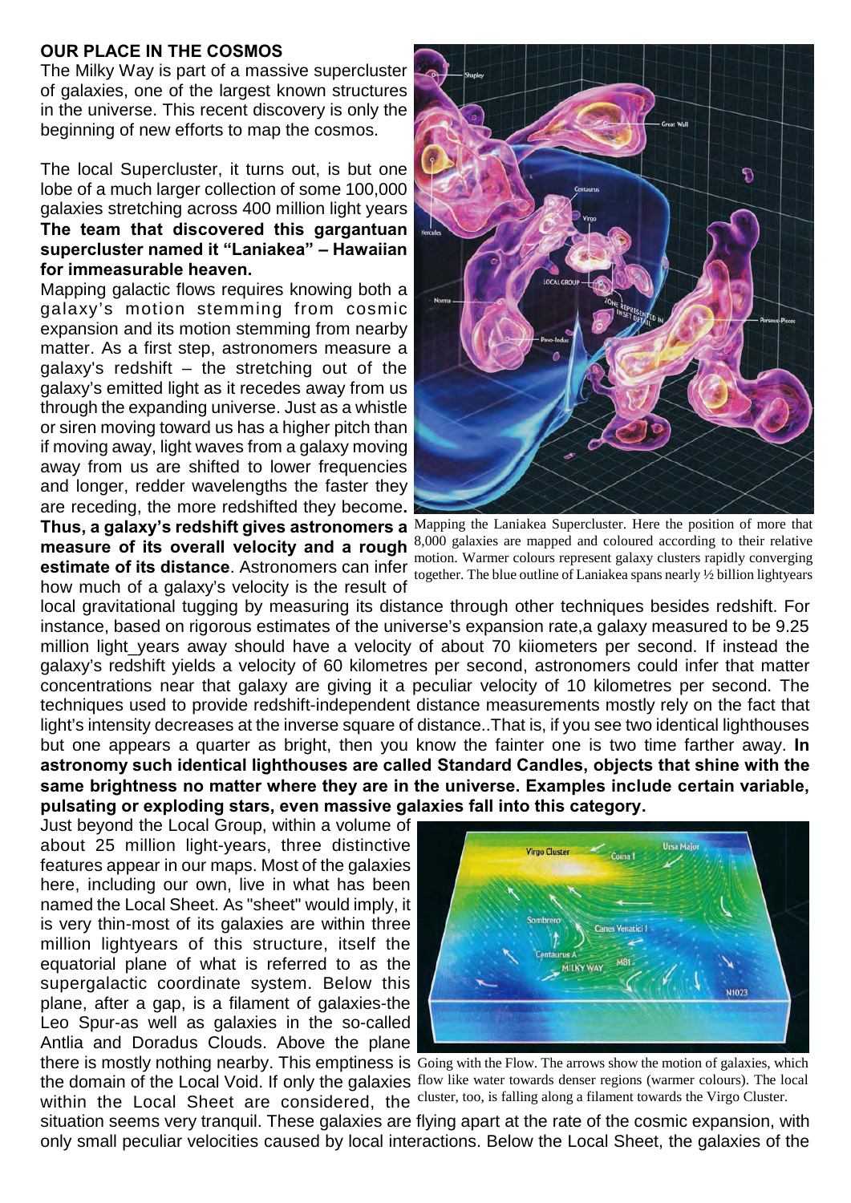**OUR PLACE IN THE COSMOS**

The Milky Way is part of a massive supercluster of galaxies, one of the largest known structures in the universe. This recent discovery is only the beginning of new efforts to map the cosmos.

The local Supercluster, it turns out, is but one lobe of a much larger collection of some 100,000 galaxies stretching across 400 million light years **The team that discovered this gargantuan supercluster named it "Laniakea" – Hawaiian for immeasurable heaven.**

Mapping galactic flows requires knowing both a galaxy's motion stemming from cosmic expansion and its motion stemming from nearby matter. As a first step, astronomers measure a galaxy's redshift – the stretching out of the galaxy's emitted light as it recedes away from us through the expanding universe. Just as a whistle or siren moving toward us has a higher pitch than if moving away, light waves from a galaxy moving away from us are shifted to lower frequencies and longer, redder wavelengths the faster they are receding, the more redshifted they become**.** **Thus, a galaxy's redshift gives astronomers a measure of its overall velocity and a rough estimate of its distance**. Astronomers can infer how much of a galaxy's velocity is the result of local gravitational tugging by measuring its distance through other techniques besides redshift. For instance, based on rigorous estimates of the universe's expansion rate,a galaxy measured to be 9.25 million light_years away should have a velocity of about 70 kiiometers per second. If instead the galaxy's redshift yields a velocity of 60 kilometres per second, astronomers could infer that matter concentrations near that galaxy are giving it a peculiar velocity of 10 kilometres per second. The techniques used to provide redshift-independent distance measurements mostly rely on the fact that light's intensity decreases at the inverse square of distance..That is, if you see two identical lighthouses but one appears a quarter as bright, then you know the fainter one is two time farther away. **In astronomy such identical lighthouses are called Standard Candles, objects that shine with the same brightness no matter where they are in the universe. Examples include certain variable, pulsating or exploding stars, even massive galaxies fall into this category.**

Mapping the Laniakea Supercluster. Here the position of more that 8,000 galaxies are mapped and coloured according to their relative motion. Warmer colours represent galaxy clusters rapidly converging together. The blue outline of Laniakea spans nearly ½ billion lightyears

Just beyond the Local Group, within a volume of about 25 million light-years, three distinctive features appear in our maps. Most of the galaxies here, including our own, live in what has been named the Local Sheet. As "sheet" would imply, it is very thin-most of its galaxies are within three million lightyears of this structure, itself the equatorial plane of what is referred to as the supergalactic coordinate system. Below this plane, after a gap, is a filament of galaxies-the Leo Spur-as well as galaxies in the so-called Antlia and Doradus Clouds. Above the plane there is mostly nothing nearby. This emptiness is the domain of the Local Void. If only the galaxies within the Local Sheet are considered, the situation seems very tranquil. These galaxies are flying apart at the rate of the cosmic expansion, with only small peculiar velocities caused by local interactions. Below the Local Sheet, the galaxies of the

Going with the Flow. The arrows show the motion of galaxies, which flow like water towards denser regions (warmer colours). The local cluster, too, is falling along a filament towards the Virgo Cluster.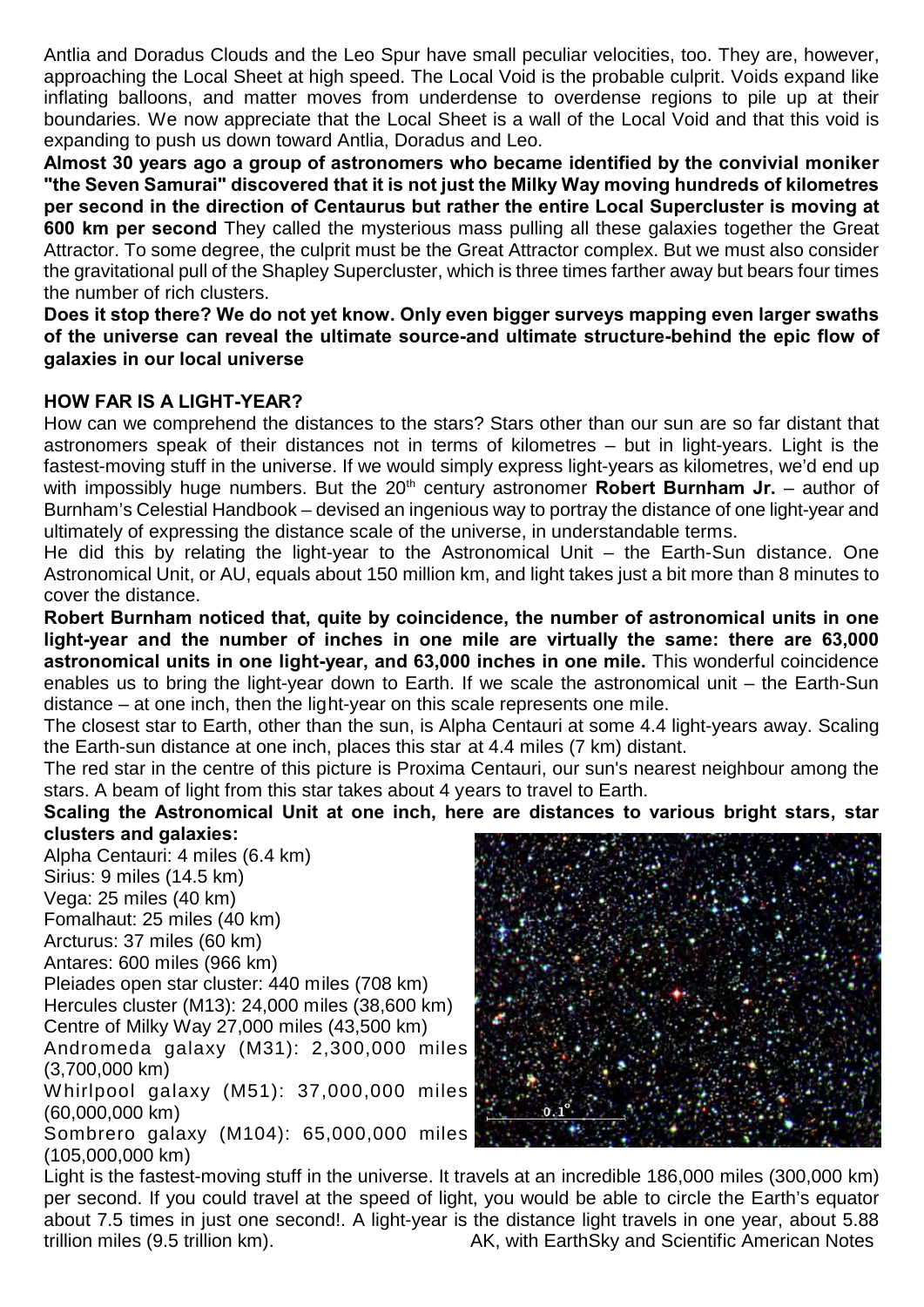Antlia and Doradus Clouds and the Leo Spur have small peculiar velocities, too. They are, however, approaching the Local Sheet at high speed. The Local Void is the probable culprit. Voids expand like inflating balloons, and matter moves from underdense to overdense regions to pile up at their boundaries. We now appreciate that the Local Sheet is a wall of the Local Void and that this void is expanding to push us down toward Antlia, Doradus and Leo.

**Almost 30 years ago a group of astronomers who became identified by the convivial moniker "the Seven Samurai" discovered that it is not just the Milky Way moving hundreds of kilometres per second in the direction of Centaurus but rather the entire Local Supercluster is moving at 600 km per second** They called the mysterious mass pulling all these galaxies together the Great Attractor. To some degree, the culprit must be the Great Attractor complex. But we must also consider the gravitational pull of the Shapley Supercluster, which is three times farther away but bears four times the number of rich clusters.

**Does it stop there? We do not yet know. Only even bigger surveys mapping even larger swaths of the universe can reveal the ultimate source-and ultimate structure-behind the epic flow of galaxies in our local universe**

## HOW FAR IS A LIGHT-YEAR?

How can we comprehend the distances to the stars? Stars other than our sun are so far distant that astronomers speak of their distances not in terms of kilometres – but in light-years. Light is the fastest-moving stuff in the universe. If we would simply express light-years as kilometres, we'd end up with impossibly huge numbers. But the 20th century astronomer **Robert Burnham Jr.** – author of Burnham's Celestial Handbook – devised an ingenious way to portray the distance of one light-year and ultimately of expressing the distance scale of the universe, in understandable terms.

He did this by relating the light-year to the Astronomical Unit – the Earth-Sun distance. One Astronomical Unit, or AU, equals about 150 million km, and light takes just a bit more than 8 minutes to cover the distance.

**Robert Burnham noticed that, quite by coincidence, the number of astronomical units in one light-year and the number of inches in one mile are virtually the same: there are 63,000 astronomical units in one light-year, and 63,000 inches in one mile.** This wonderful coincidence enables us to bring the light-year down to Earth. If we scale the astronomical unit – the Earth-Sun distance – at one inch, then the light-year on this scale represents one mile.

The closest star to Earth, other than the sun, is Alpha Centauri at some 4.4 light-years away. Scaling the Earth-sun distance at one inch, places this star at 4.4 miles (7 km) distant.

The red star in the centre of this picture is Proxima Centauri, our sun's nearest neighbour among the stars. A beam of light from this star takes about 4 years to travel to Earth.

**Scaling the Astronomical Unit at one inch, here are distances to various bright stars, star clusters and galaxies:**

Alpha Centauri: 4 miles (6.4 km)
Sirius: 9 miles (14.5 km)
Vega: 25 miles (40 km)
Fomalhaut: 25 miles (40 km)
Arcturus: 37 miles (60 km)
Antares: 600 miles (966 km)
Pleiades open star cluster: 440 miles (708 km)
Hercules cluster (M13): 24,000 miles (38,600 km)
Centre of Milky Way 27,000 miles (43,500 km)
Andromeda galaxy (M31): 2,300,000 miles (3,700,000 km)
Whirlpool galaxy (M51): 37,000,000 miles (60,000,000 km)
Sombrero galaxy (M104): 65,000,000 miles (105,000,000 km)

Light is the fastest-moving stuff in the universe. It travels at an incredible 186,000 miles (300,000 km) per second. If you could travel at the speed of light, you would be able to circle the Earth's equator about 7.5 times in just one second!. A light-year is the distance light travels in one year, about 5.88 trillion miles (9.5 trillion km).

AK, with EarthSky and Scientific American Notes